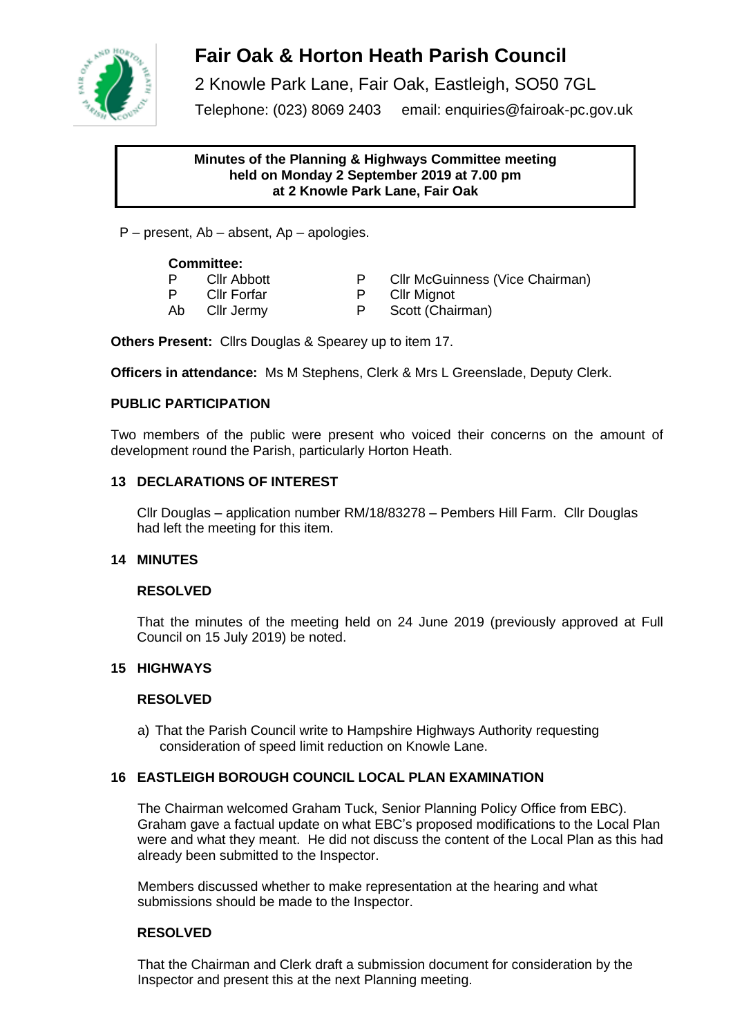# Fair Oak & Horton Heath Parish Council

2 Knowle Park Lane, Fair Oak, Eastleigh, SO50 7GL

Telephone: (023) 8069 2403 email: enquiries@fairoak-pc.gov.uk

**Minutes of the Planning & Highways Committee meeting held on Monday 2 September 2019 at 7.00 pm at 2 Knowle Park Lane, Fair Oak**

P – present, Ab – absent, Ap – apologies.

**Committee:**

| | | | |
|---|---|---|---|
| P | Cllr Abbott | P | Cllr McGuinness (Vice Chairman) |
| P | Cllr Forfar | P | Cllr Mignot |
| Ab | Cllr Jermy | P | Scott (Chairman) |

**Others Present:** Cllrs Douglas & Spearey up to item 17.

**Officers in attendance:** Ms M Stephens, Clerk & Mrs L Greenslade, Deputy Clerk.

## PUBLIC PARTICIPATION

Two members of the public were present who voiced their concerns on the amount of development round the Parish, particularly Horton Heath.

## 13 DECLARATIONS OF INTEREST

Cllr Douglas – application number RM/18/83278 – Pembers Hill Farm. Cllr Douglas had left the meeting for this item.

## 14 MINUTES

**RESOLVED**

That the minutes of the meeting held on 24 June 2019 (previously approved at Full Council on 15 July 2019) be noted.

## 15 HIGHWAYS

**RESOLVED**

a) That the Parish Council write to Hampshire Highways Authority requesting consideration of speed limit reduction on Knowle Lane.

## 16 EASTLEIGH BOROUGH COUNCIL LOCAL PLAN EXAMINATION

The Chairman welcomed Graham Tuck, Senior Planning Policy Office from EBC). Graham gave a factual update on what EBC's proposed modifications to the Local Plan were and what they meant. He did not discuss the content of the Local Plan as this had already been submitted to the Inspector.

Members discussed whether to make representation at the hearing and what submissions should be made to the Inspector.

**RESOLVED**

That the Chairman and Clerk draft a submission document for consideration by the Inspector and present this at the next Planning meeting.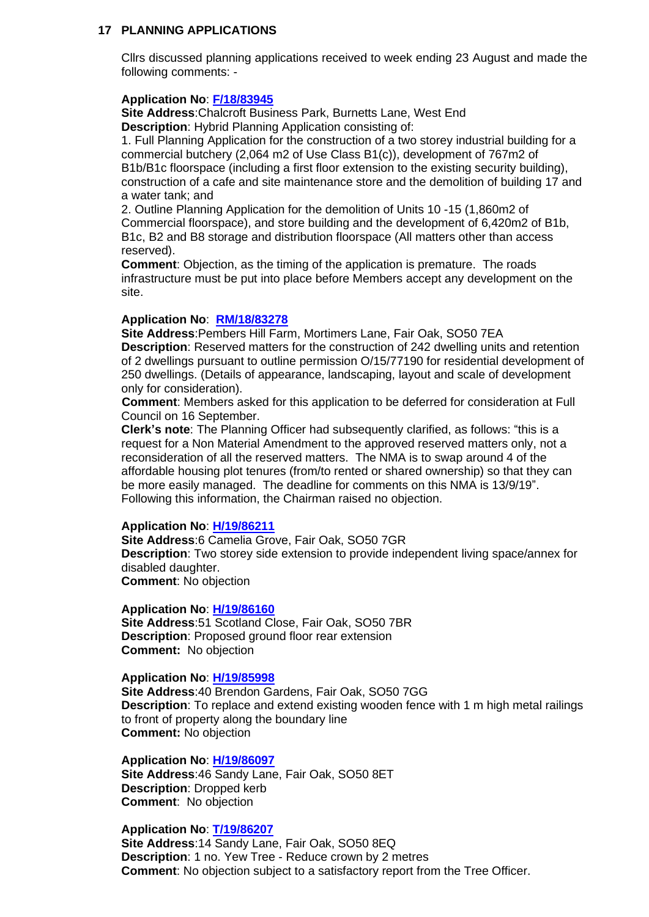## 17 PLANNING APPLICATIONS

Cllrs discussed planning applications received to week ending 23 August and made the following comments: -

**Application No**: **F/18/83945**
**Site Address**:Chalcroft Business Park, Burnetts Lane, West End
**Description**: Hybrid Planning Application consisting of:
1. Full Planning Application for the construction of a two storey industrial building for a commercial butchery (2,064 m2 of Use Class B1(c)), development of 767m2 of B1b/B1c floorspace (including a first floor extension to the existing security building), construction of a cafe and site maintenance store and the demolition of building 17 and a water tank; and
2. Outline Planning Application for the demolition of Units 10 -15 (1,860m2 of Commercial floorspace), and store building and the development of 6,420m2 of B1b, B1c, B2 and B8 storage and distribution floorspace (All matters other than access reserved).

**Comment**: Objection, as the timing of the application is premature. The roads infrastructure must be put into place before Members accept any development on the site.

**Application No**: **RM/18/83278**
**Site Address**:Pembers Hill Farm, Mortimers Lane, Fair Oak, SO50 7EA
**Description**: Reserved matters for the construction of 242 dwelling units and retention of 2 dwellings pursuant to outline permission O/15/77190 for residential development of 250 dwellings. (Details of appearance, landscaping, layout and scale of development only for consideration).
**Comment**: Members asked for this application to be deferred for consideration at Full Council on 16 September.
**Clerk's note**: The Planning Officer had subsequently clarified, as follows: "this is a request for a Non Material Amendment to the approved reserved matters only, not a reconsideration of all the reserved matters. The NMA is to swap around 4 of the affordable housing plot tenures (from/to rented or shared ownership) so that they can be more easily managed. The deadline for comments on this NMA is 13/9/19". Following this information, the Chairman raised no objection.

**Application No**: **H/19/86211**
**Site Address**:6 Camelia Grove, Fair Oak, SO50 7GR
**Description**: Two storey side extension to provide independent living space/annex for disabled daughter.
**Comment**: No objection

**Application No**: **H/19/86160**
**Site Address**:51 Scotland Close, Fair Oak, SO50 7BR
**Description**: Proposed ground floor rear extension
**Comment:** No objection

**Application No**: **H/19/85998**
**Site Address**:40 Brendon Gardens, Fair Oak, SO50 7GG
**Description**: To replace and extend existing wooden fence with 1 m high metal railings to front of property along the boundary line
**Comment:** No objection

**Application No**: **H/19/86097**
**Site Address**:46 Sandy Lane, Fair Oak, SO50 8ET
**Description**: Dropped kerb
**Comment**: No objection

**Application No**: **T/19/86207**
**Site Address**:14 Sandy Lane, Fair Oak, SO50 8EQ
**Description**: 1 no. Yew Tree - Reduce crown by 2 metres
**Comment**: No objection subject to a satisfactory report from the Tree Officer.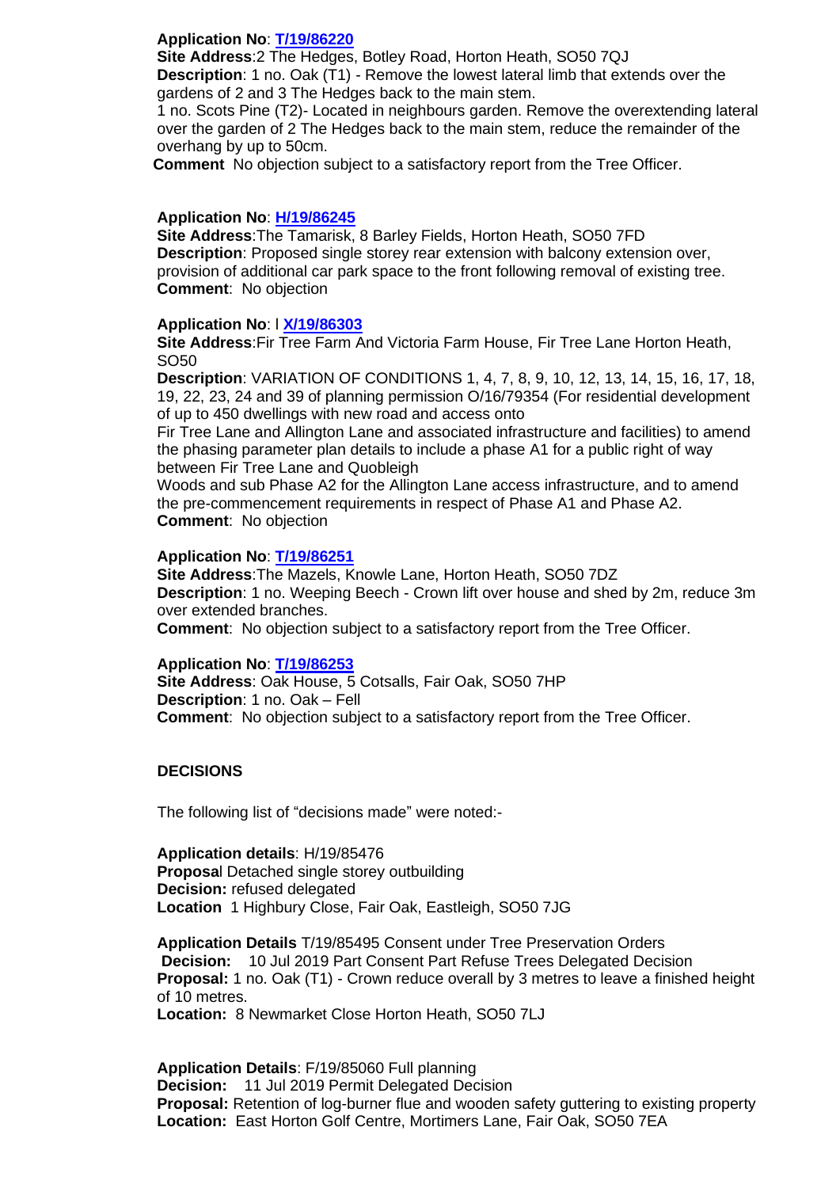**Application No**: **T/19/86220**
**Site Address**:2 The Hedges, Botley Road, Horton Heath, SO50 7QJ
**Description**: 1 no. Oak (T1) - Remove the lowest lateral limb that extends over the gardens of 2 and 3 The Hedges back to the main stem.
1 no. Scots Pine (T2)- Located in neighbours garden. Remove the overextending lateral over the garden of 2 The Hedges back to the main stem, reduce the remainder of the overhang by up to 50cm.
**Comment** No objection subject to a satisfactory report from the Tree Officer.

**Application No**: **H/19/86245**
**Site Address**:The Tamarisk, 8 Barley Fields, Horton Heath, SO50 7FD
**Description**: Proposed single storey rear extension with balcony extension over, provision of additional car park space to the front following removal of existing tree.
**Comment**: No objection

**Application No**: I **X/19/86303**
**Site Address**:Fir Tree Farm And Victoria Farm House, Fir Tree Lane Horton Heath, SO50
**Description**: VARIATION OF CONDITIONS 1, 4, 7, 8, 9, 10, 12, 13, 14, 15, 16, 17, 18, 19, 22, 23, 24 and 39 of planning permission O/16/79354 (For residential development of up to 450 dwellings with new road and access onto
Fir Tree Lane and Allington Lane and associated infrastructure and facilities) to amend the phasing parameter plan details to include a phase A1 for a public right of way between Fir Tree Lane and Quobleigh
Woods and sub Phase A2 for the Allington Lane access infrastructure, and to amend the pre-commencement requirements in respect of Phase A1 and Phase A2.
**Comment**: No objection

**Application No**: **T/19/86251**
**Site Address**:The Mazels, Knowle Lane, Horton Heath, SO50 7DZ
**Description**: 1 no. Weeping Beech - Crown lift over house and shed by 2m, reduce 3m over extended branches.
**Comment**: No objection subject to a satisfactory report from the Tree Officer.

**Application No**: **T/19/86253**
**Site Address**: Oak House, 5 Cotsalls, Fair Oak, SO50 7HP
**Description**: 1 no. Oak – Fell
**Comment**: No objection subject to a satisfactory report from the Tree Officer.

**DECISIONS**

The following list of "decisions made" were noted:-

**Application details**: H/19/85476
**Proposa**l Detached single storey outbuilding
**Decision:** refused delegated
**Location** 1 Highbury Close, Fair Oak, Eastleigh, SO50 7JG

**Application Details** T/19/85495 Consent under Tree Preservation Orders
**Decision:** 10 Jul 2019 Part Consent Part Refuse Trees Delegated Decision
**Proposal:** 1 no. Oak (T1) - Crown reduce overall by 3 metres to leave a finished height of 10 metres.
**Location:** 8 Newmarket Close Horton Heath, SO50 7LJ

**Application Details**: F/19/85060 Full planning
**Decision:** 11 Jul 2019 Permit Delegated Decision
**Proposal:** Retention of log-burner flue and wooden safety guttering to existing property
**Location:** East Horton Golf Centre, Mortimers Lane, Fair Oak, SO50 7EA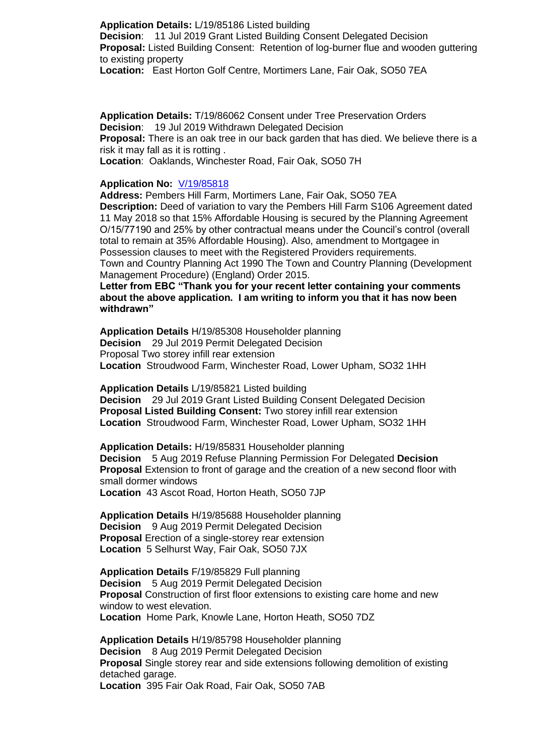**Application Details:** L/19/85186 Listed building
**Decision**: 11 Jul 2019 Grant Listed Building Consent Delegated Decision
**Proposal:** Listed Building Consent: Retention of log-burner flue and wooden guttering to existing property
**Location:** East Horton Golf Centre, Mortimers Lane, Fair Oak, SO50 7EA

**Application Details:** T/19/86062 Consent under Tree Preservation Orders
**Decision**: 19 Jul 2019 Withdrawn Delegated Decision
**Proposal:** There is an oak tree in our back garden that has died. We believe there is a risk it may fall as it is rotting .
**Location**: Oaklands, Winchester Road, Fair Oak, SO50 7H

**Application No:** V/19/85818
**Address:** Pembers Hill Farm, Mortimers Lane, Fair Oak, SO50 7EA
**Description:** Deed of variation to vary the Pembers Hill Farm S106 Agreement dated 11 May 2018 so that 15% Affordable Housing is secured by the Planning Agreement O/15/77190 and 25% by other contractual means under the Council's control (overall total to remain at 35% Affordable Housing). Also, amendment to Mortgagee in Possession clauses to meet with the Registered Providers requirements.
Town and Country Planning Act 1990 The Town and Country Planning (Development Management Procedure) (England) Order 2015.
**Letter from EBC "Thank you for your recent letter containing your comments about the above application. I am writing to inform you that it has now been withdrawn"**

**Application Details** H/19/85308 Householder planning
**Decision** 29 Jul 2019 Permit Delegated Decision
Proposal Two storey infill rear extension
**Location** Stroudwood Farm, Winchester Road, Lower Upham, SO32 1HH

**Application Details** L/19/85821 Listed building
**Decision** 29 Jul 2019 Grant Listed Building Consent Delegated Decision
**Proposal Listed Building Consent:** Two storey infill rear extension
**Location** Stroudwood Farm, Winchester Road, Lower Upham, SO32 1HH

**Application Details:** H/19/85831 Householder planning
**Decision** 5 Aug 2019 Refuse Planning Permission For Delegated **Decision**
**Proposal** Extension to front of garage and the creation of a new second floor with small dormer windows
**Location** 43 Ascot Road, Horton Heath, SO50 7JP

**Application Details** H/19/85688 Householder planning
**Decision** 9 Aug 2019 Permit Delegated Decision
**Proposal** Erection of a single-storey rear extension
**Location** 5 Selhurst Way, Fair Oak, SO50 7JX

**Application Details** F/19/85829 Full planning
**Decision** 5 Aug 2019 Permit Delegated Decision
**Proposal** Construction of first floor extensions to existing care home and new window to west elevation.
**Location** Home Park, Knowle Lane, Horton Heath, SO50 7DZ

**Application Details** H/19/85798 Householder planning
**Decision** 8 Aug 2019 Permit Delegated Decision
**Proposal** Single storey rear and side extensions following demolition of existing detached garage.
**Location** 395 Fair Oak Road, Fair Oak, SO50 7AB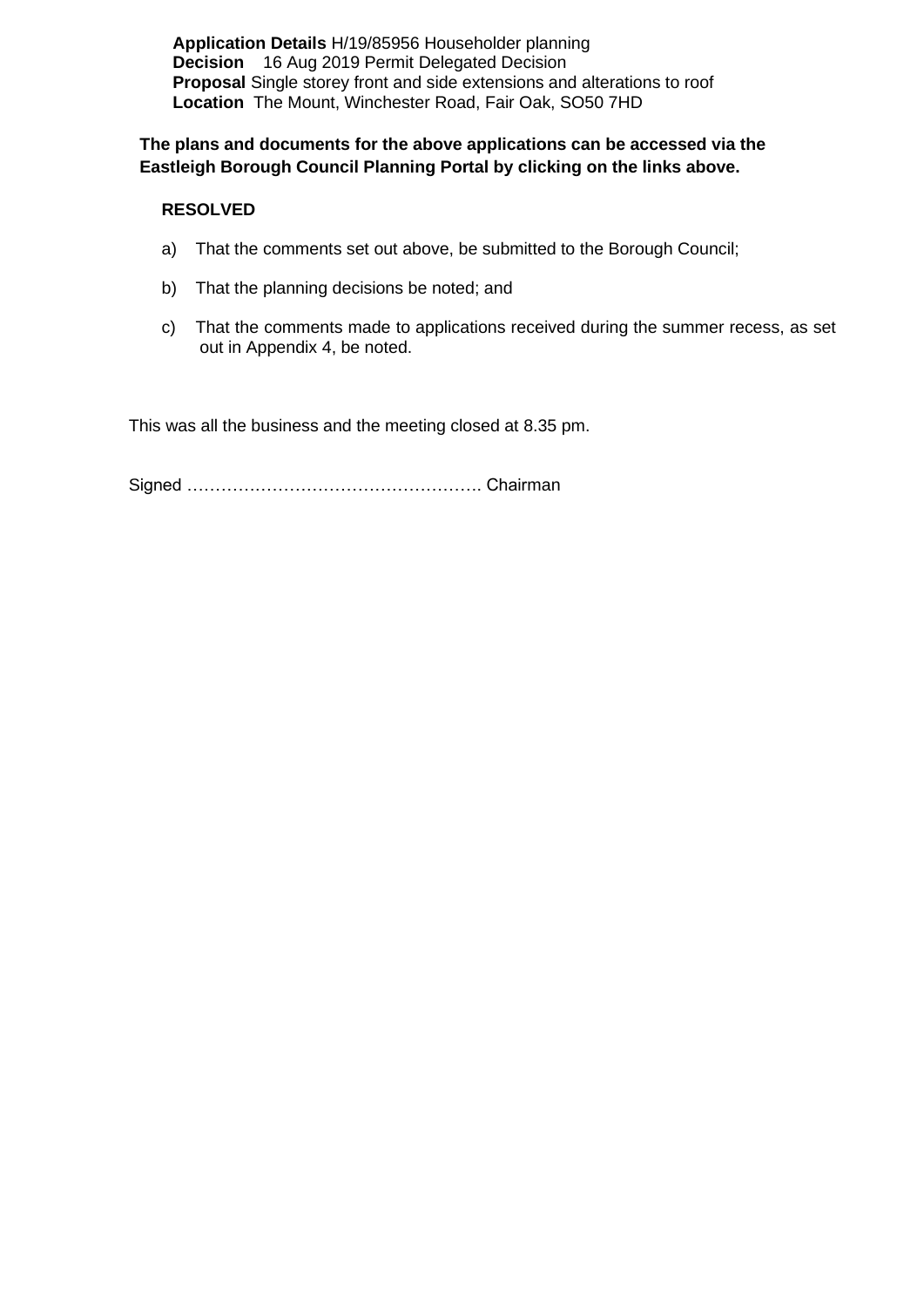**Application Details** H/19/85956 Householder planning
**Decision** 16 Aug 2019 Permit Delegated Decision
**Proposal** Single storey front and side extensions and alterations to roof
**Location** The Mount, Winchester Road, Fair Oak, SO50 7HD

**The plans and documents for the above applications can be accessed via the Eastleigh Borough Council Planning Portal by clicking on the links above.**

**RESOLVED**

a) That the comments set out above, be submitted to the Borough Council;

b) That the planning decisions be noted; and

c) That the comments made to applications received during the summer recess, as set out in Appendix 4, be noted.

This was all the business and the meeting closed at 8.35 pm.

Signed ……………………………………………. Chairman